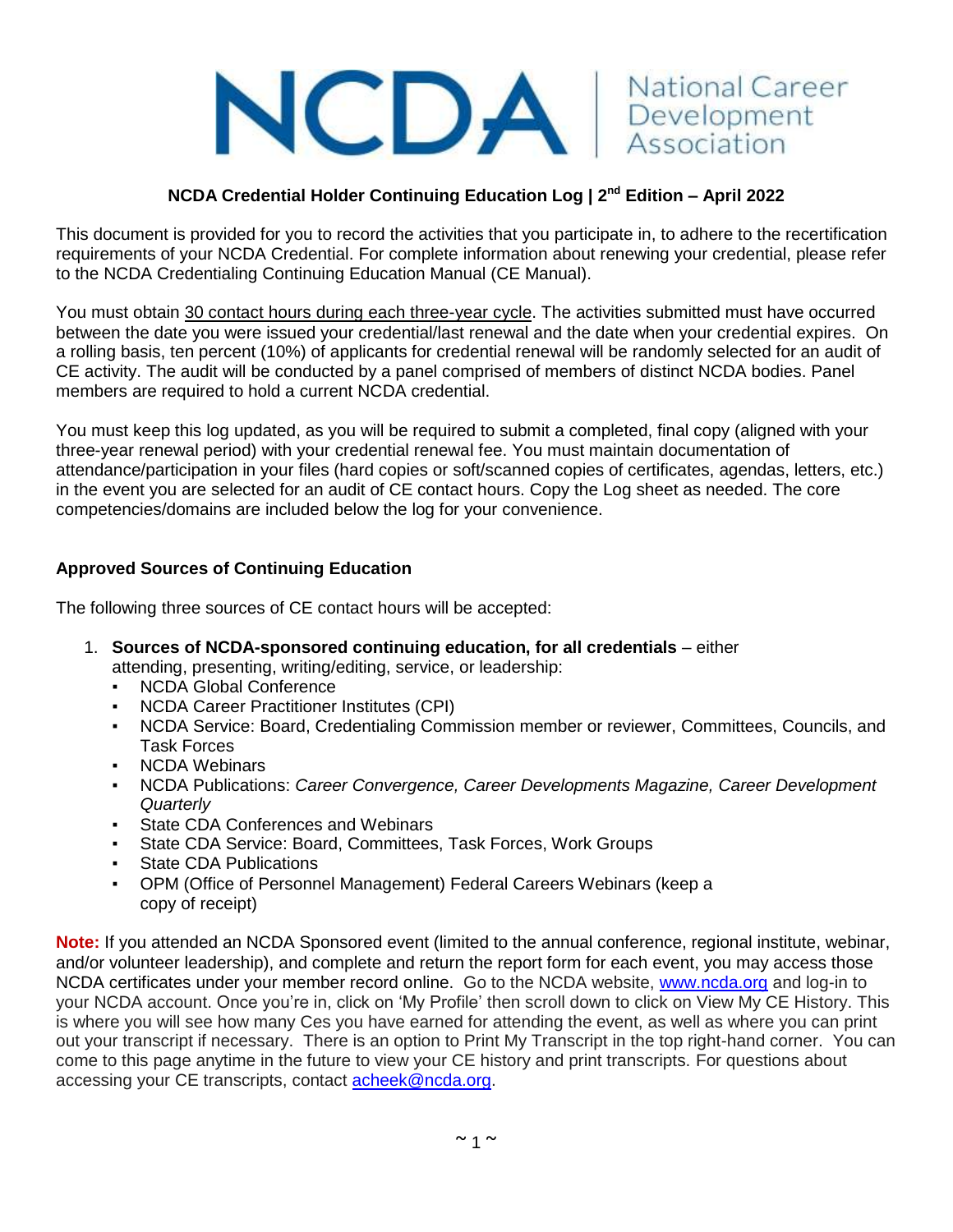NCDA | National Career Development Association

## NCDA Credential Holder Continuing Education Log | 2nd Edition – April 2022

This document is provided for you to record the activities that you participate in, to adhere to the recertification requirements of your NCDA Credential. For complete information about renewing your credential, please refer to the NCDA Credentialing Continuing Education Manual (CE Manual).

You must obtain 30 contact hours during each three-year cycle. The activities submitted must have occurred between the date you were issued your credential/last renewal and the date when your credential expires. On a rolling basis, ten percent (10%) of applicants for credential renewal will be randomly selected for an audit of CE activity. The audit will be conducted by a panel comprised of members of distinct NCDA bodies. Panel members are required to hold a current NCDA credential.

You must keep this log updated, as you will be required to submit a completed, final copy (aligned with your three-year renewal period) with your credential renewal fee. You must maintain documentation of attendance/participation in your files (hard copies or soft/scanned copies of certificates, agendas, letters, etc.) in the event you are selected for an audit of CE contact hours. Copy the Log sheet as needed. The core competencies/domains are included below the log for your convenience.

### Approved Sources of Continuing Education

The following three sources of CE contact hours will be accepted:

1. **Sources of NCDA-sponsored continuing education, for all credentials** – either attending, presenting, writing/editing, service, or leadership:
   - NCDA Global Conference
   - NCDA Career Practitioner Institutes (CPI)
   - NCDA Service: Board, Credentialing Commission member or reviewer, Committees, Councils, and Task Forces
   - NCDA Webinars
   - NCDA Publications: *Career Convergence, Career Developments Magazine, Career Development Quarterly*
   - State CDA Conferences and Webinars
   - State CDA Service: Board, Committees, Task Forces, Work Groups
   - State CDA Publications
   - OPM (Office of Personnel Management) Federal Careers Webinars (keep a copy of receipt)

**Note:** If you attended an NCDA Sponsored event (limited to the annual conference, regional institute, webinar, and/or volunteer leadership), and complete and return the report form for each event, you may access those NCDA certificates under your member record online. Go to the NCDA website, www.ncda.org and log-in to your NCDA account. Once you're in, click on 'My Profile' then scroll down to click on View My CE History. This is where you will see how many Ces you have earned for attending the event, as well as where you can print out your transcript if necessary. There is an option to Print My Transcript in the top right-hand corner. You can come to this page anytime in the future to view your CE history and print transcripts. For questions about accessing your CE transcripts, contact acheek@ncda.org.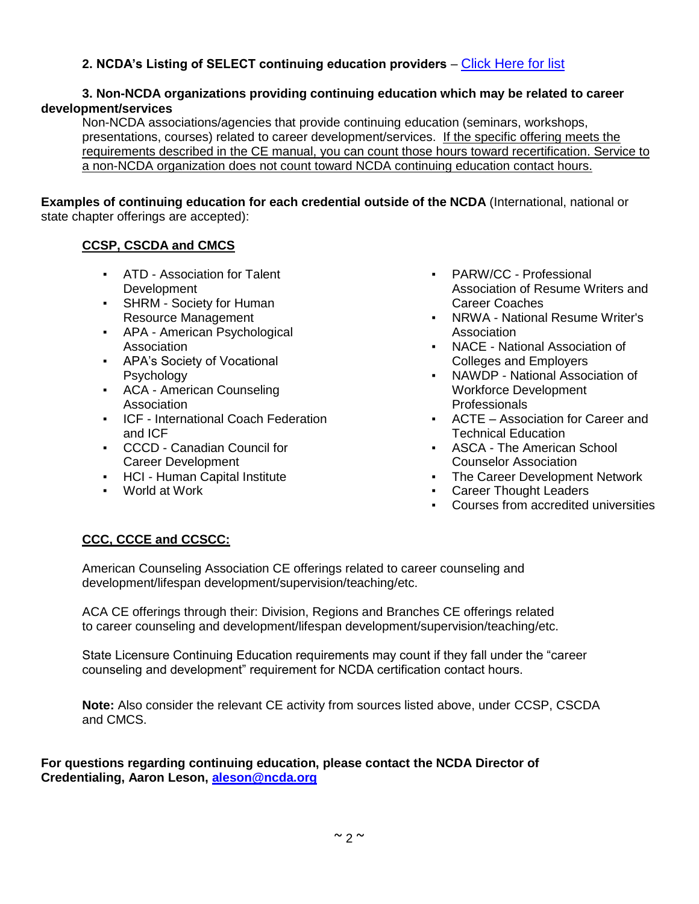**2. NCDA's Listing of SELECT continuing education providers** – [Click Here for list]

**3. Non-NCDA organizations providing continuing education which may be related to career development/services**

Non-NCDA associations/agencies that provide continuing education (seminars, workshops, presentations, courses) related to career development/services. If the specific offering meets the requirements described in the CE manual, you can count those hours toward recertification. Service to a non-NCDA organization does not count toward NCDA continuing education contact hours.

**Examples of continuing education for each credential outside of the NCDA** (International, national or state chapter offerings are accepted):

**CCSP, CSCDA and CMCS**

- ATD - Association for Talent Development
- SHRM - Society for Human Resource Management
- APA - American Psychological Association
- APA's Society of Vocational Psychology
- ACA - American Counseling Association
- ICF - International Coach Federation and ICF
- CCCD - Canadian Council for Career Development
- HCI - Human Capital Institute
- World at Work
- PARW/CC - Professional Association of Resume Writers and Career Coaches
- NRWA - National Resume Writer's Association
- NACE - National Association of Colleges and Employers
- NAWDP - National Association of Workforce Development Professionals
- ACTE – Association for Career and Technical Education
- ASCA - The American School Counselor Association
- The Career Development Network
- Career Thought Leaders
- Courses from accredited universities

**CCC, CCCE and CCSCC:**

American Counseling Association CE offerings related to career counseling and development/lifespan development/supervision/teaching/etc.

ACA CE offerings through their: Division, Regions and Branches CE offerings related to career counseling and development/lifespan development/supervision/teaching/etc.

State Licensure Continuing Education requirements may count if they fall under the "career counseling and development" requirement for NCDA certification contact hours.

**Note:** Also consider the relevant CE activity from sources listed above, under CCSP, CSCDA and CMCS.

**For questions regarding continuing education, please contact the NCDA Director of Credentialing, Aaron Leson, aleson@ncda.org**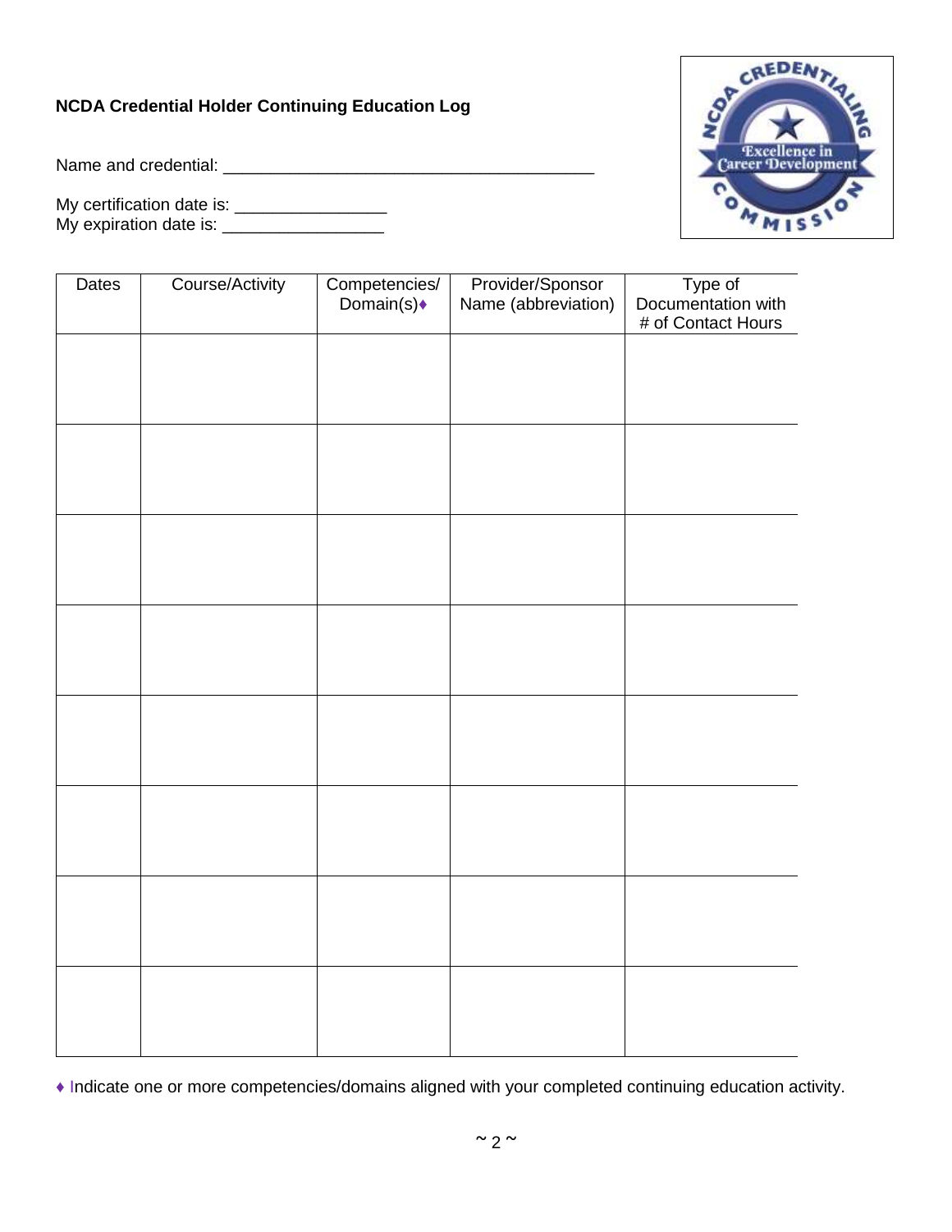**NCDA Credential Holder Continuing Education Log**

Name and credential: ________________________________________

My certification date is: ________________
My expiration date is: _________________

| Dates | Course/Activity | Competencies/ Domain(s)♦ | Provider/Sponsor Name (abbreviation) | Type of Documentation with # of Contact Hours |
|---|---|---|---|---|
| | | | | |
| | | | | |
| | | | | |
| | | | | |
| | | | | |
| | | | | |
| | | | | |
| | | | | |

♦ Indicate one or more competencies/domains aligned with your completed continuing education activity.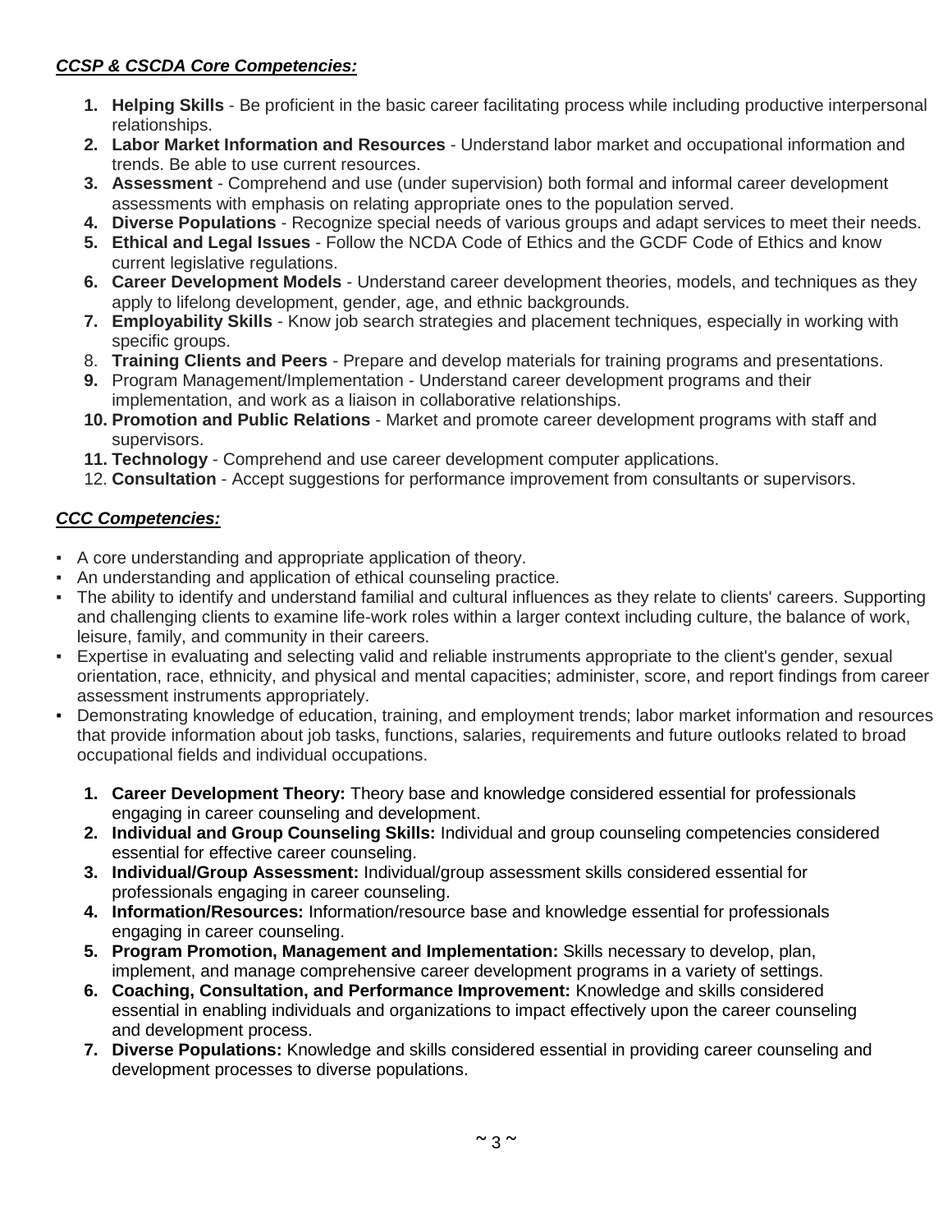***CCSP & CSCDA Core Competencies:***

1. **Helping Skills** - Be proficient in the basic career facilitating process while including productive interpersonal relationships.
2. **Labor Market Information and Resources** - Understand labor market and occupational information and trends. Be able to use current resources.
3. **Assessment** - Comprehend and use (under supervision) both formal and informal career development assessments with emphasis on relating appropriate ones to the population served.
4. **Diverse Populations** - Recognize special needs of various groups and adapt services to meet their needs.
5. **Ethical and Legal Issues** - Follow the NCDA Code of Ethics and the GCDF Code of Ethics and know current legislative regulations.
6. **Career Development Models** - Understand career development theories, models, and techniques as they apply to lifelong development, gender, age, and ethnic backgrounds.
7. **Employability Skills** - Know job search strategies and placement techniques, especially in working with specific groups.
8. **Training Clients and Peers** - Prepare and develop materials for training programs and presentations.
9. Program Management/Implementation - Understand career development programs and their implementation, and work as a liaison in collaborative relationships.
10. **Promotion and Public Relations** - Market and promote career development programs with staff and supervisors.
11. **Technology** - Comprehend and use career development computer applications.
12. **Consultation** - Accept suggestions for performance improvement from consultants or supervisors.

***CCC Competencies:***

- A core understanding and appropriate application of theory.
- An understanding and application of ethical counseling practice.
- The ability to identify and understand familial and cultural influences as they relate to clients' careers. Supporting and challenging clients to examine life-work roles within a larger context including culture, the balance of work, leisure, family, and community in their careers.
- Expertise in evaluating and selecting valid and reliable instruments appropriate to the client's gender, sexual orientation, race, ethnicity, and physical and mental capacities; administer, score, and report findings from career assessment instruments appropriately.
- Demonstrating knowledge of education, training, and employment trends; labor market information and resources that provide information about job tasks, functions, salaries, requirements and future outlooks related to broad occupational fields and individual occupations.

1. **Career Development Theory:** Theory base and knowledge considered essential for professionals engaging in career counseling and development.
2. **Individual and Group Counseling Skills:** Individual and group counseling competencies considered essential for effective career counseling.
3. **Individual/Group Assessment:** Individual/group assessment skills considered essential for professionals engaging in career counseling.
4. **Information/Resources:** Information/resource base and knowledge essential for professionals engaging in career counseling.
5. **Program Promotion, Management and Implementation:** Skills necessary to develop, plan, implement, and manage comprehensive career development programs in a variety of settings.
6. **Coaching, Consultation, and Performance Improvement:** Knowledge and skills considered essential in enabling individuals and organizations to impact effectively upon the career counseling and development process.
7. **Diverse Populations:** Knowledge and skills considered essential in providing career counseling and development processes to diverse populations.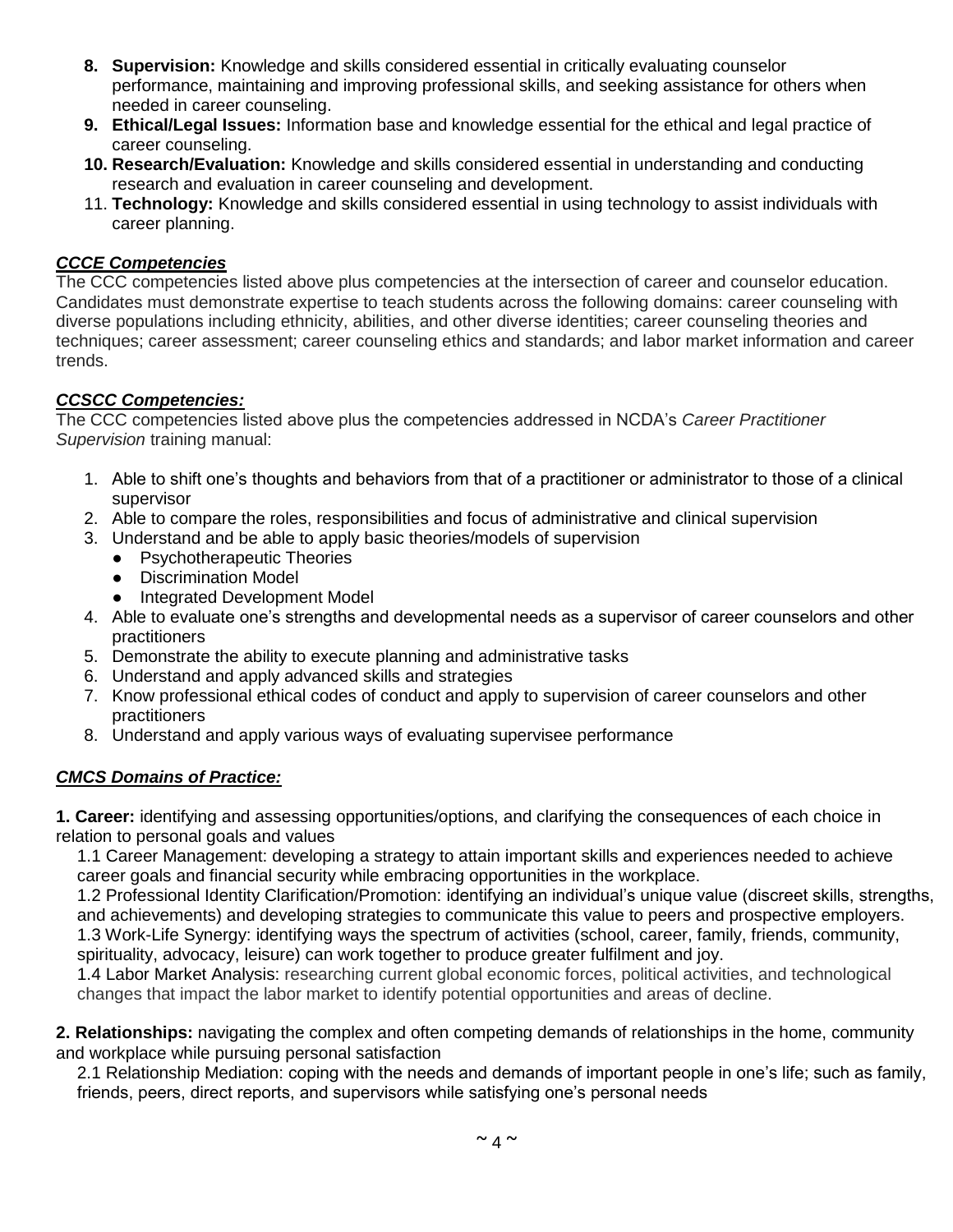8. **Supervision:** Knowledge and skills considered essential in critically evaluating counselor performance, maintaining and improving professional skills, and seeking assistance for others when needed in career counseling.
9. **Ethical/Legal Issues:** Information base and knowledge essential for the ethical and legal practice of career counseling.
10. **Research/Evaluation:** Knowledge and skills considered essential in understanding and conducting research and evaluation in career counseling and development.
11. **Technology:** Knowledge and skills considered essential in using technology to assist individuals with career planning.

***CCCE Competencies***

The CCC competencies listed above plus competencies at the intersection of career and counselor education. Candidates must demonstrate expertise to teach students across the following domains: career counseling with diverse populations including ethnicity, abilities, and other diverse identities; career counseling theories and techniques; career assessment; career counseling ethics and standards; and labor market information and career trends.

***CCSCC Competencies:***

The CCC competencies listed above plus the competencies addressed in NCDA's *Career Practitioner Supervision* training manual:

1. Able to shift one's thoughts and behaviors from that of a practitioner or administrator to those of a clinical supervisor
2. Able to compare the roles, responsibilities and focus of administrative and clinical supervision
3. Understand and be able to apply basic theories/models of supervision
   - Psychotherapeutic Theories
   - Discrimination Model
   - Integrated Development Model
4. Able to evaluate one's strengths and developmental needs as a supervisor of career counselors and other practitioners
5. Demonstrate the ability to execute planning and administrative tasks
6. Understand and apply advanced skills and strategies
7. Know professional ethical codes of conduct and apply to supervision of career counselors and other practitioners
8. Understand and apply various ways of evaluating supervisee performance

***CMCS Domains of Practice:***

**1. Career:** identifying and assessing opportunities/options, and clarifying the consequences of each choice in relation to personal goals and values

1.1 Career Management: developing a strategy to attain important skills and experiences needed to achieve career goals and financial security while embracing opportunities in the workplace.

1.2 Professional Identity Clarification/Promotion: identifying an individual's unique value (discreet skills, strengths, and achievements) and developing strategies to communicate this value to peers and prospective employers.

1.3 Work-Life Synergy: identifying ways the spectrum of activities (school, career, family, friends, community, spirituality, advocacy, leisure) can work together to produce greater fulfilment and joy.

1.4 Labor Market Analysis: researching current global economic forces, political activities, and technological changes that impact the labor market to identify potential opportunities and areas of decline.

**2. Relationships:** navigating the complex and often competing demands of relationships in the home, community and workplace while pursuing personal satisfaction

2.1 Relationship Mediation: coping with the needs and demands of important people in one's life; such as family, friends, peers, direct reports, and supervisors while satisfying one's personal needs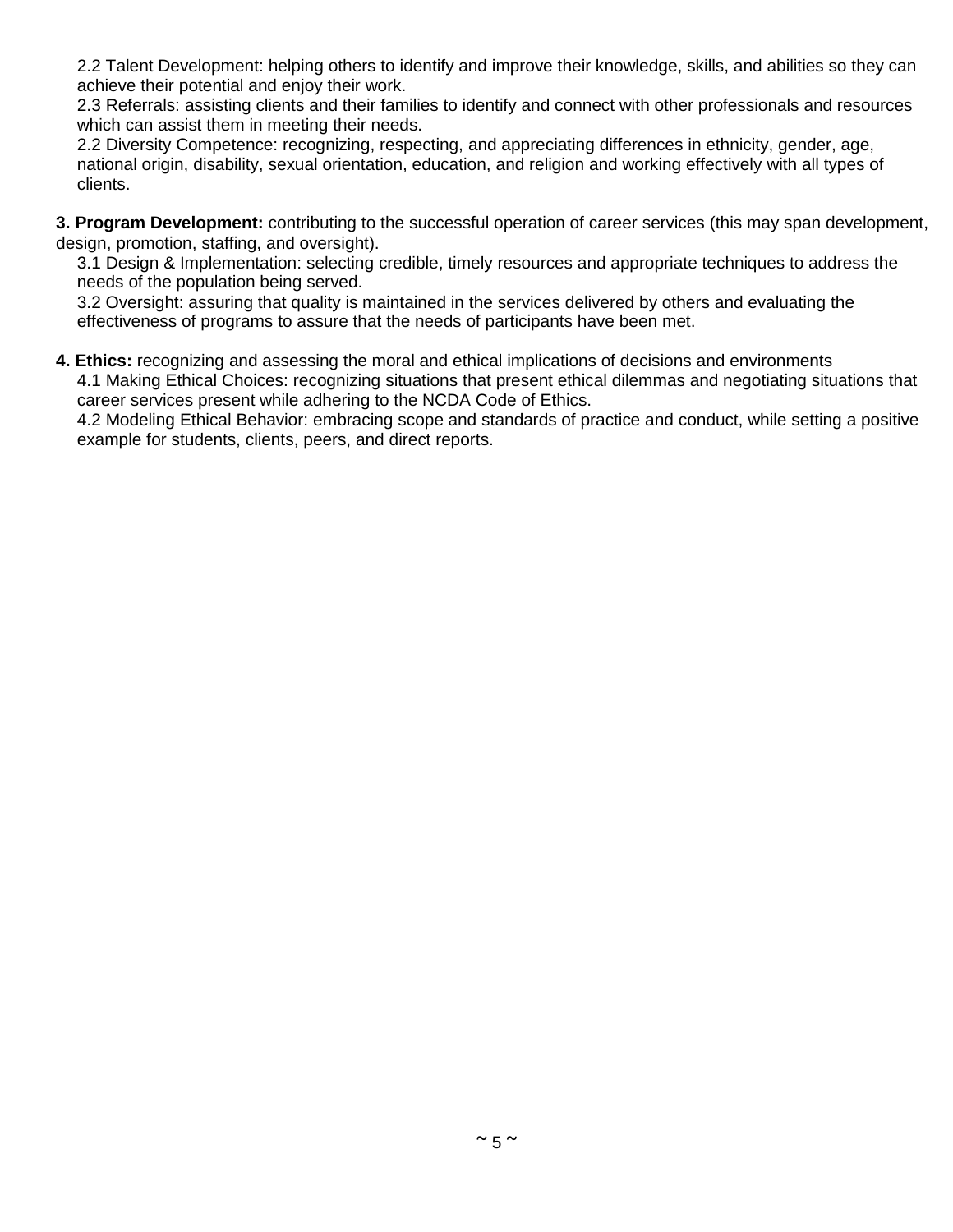2.2 Talent Development: helping others to identify and improve their knowledge, skills, and abilities so they can achieve their potential and enjoy their work.
2.3 Referrals: assisting clients and their families to identify and connect with other professionals and resources which can assist them in meeting their needs.
2.2 Diversity Competence: recognizing, respecting, and appreciating differences in ethnicity, gender, age, national origin, disability, sexual orientation, education, and religion and working effectively with all types of clients.

**3. Program Development:** contributing to the successful operation of career services (this may span development, design, promotion, staffing, and oversight).
3.1 Design & Implementation: selecting credible, timely resources and appropriate techniques to address the needs of the population being served.
3.2 Oversight: assuring that quality is maintained in the services delivered by others and evaluating the effectiveness of programs to assure that the needs of participants have been met.

**4. Ethics:** recognizing and assessing the moral and ethical implications of decisions and environments
4.1 Making Ethical Choices: recognizing situations that present ethical dilemmas and negotiating situations that career services present while adhering to the NCDA Code of Ethics.
4.2 Modeling Ethical Behavior: embracing scope and standards of practice and conduct, while setting a positive example for students, clients, peers, and direct reports.